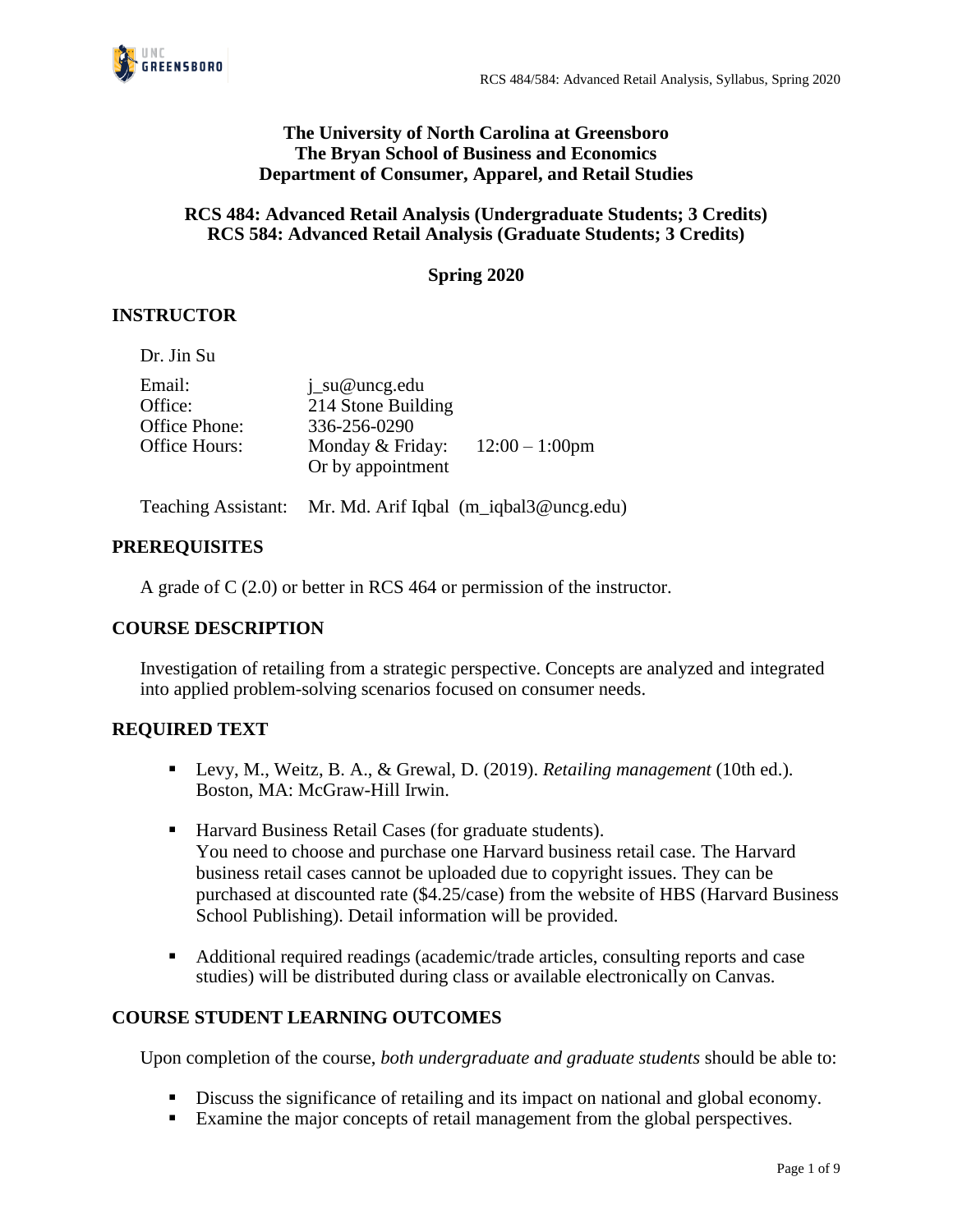**The University of North Carolina at Greensboro**
**The Bryan School of Business and Economics**
**Department of Consumer, Apparel, and Retail Studies**

**RCS 484: Advanced Retail Analysis (Undergraduate Students; 3 Credits)**
**RCS 584: Advanced Retail Analysis (Graduate Students; 3 Credits)**

**Spring 2020**

## INSTRUCTOR

Dr. Jin Su

Email: j_su@uncg.edu
Office: 214 Stone Building
Office Phone: 336-256-0290
Office Hours: Monday & Friday: 12:00 – 1:00pm
Or by appointment

Teaching Assistant: Mr. Md. Arif Iqbal (m_iqbal3@uncg.edu)

## PREREQUISITES

A grade of C (2.0) or better in RCS 464 or permission of the instructor.

## COURSE DESCRIPTION

Investigation of retailing from a strategic perspective. Concepts are analyzed and integrated into applied problem-solving scenarios focused on consumer needs.

## REQUIRED TEXT

- Levy, M., Weitz, B. A., & Grewal, D. (2019). *Retailing management* (10th ed.). Boston, MA: McGraw-Hill Irwin.
- Harvard Business Retail Cases (for graduate students).
  You need to choose and purchase one Harvard business retail case. The Harvard business retail cases cannot be uploaded due to copyright issues. They can be purchased at discounted rate ($4.25/case) from the website of HBS (Harvard Business School Publishing). Detail information will be provided.
- Additional required readings (academic/trade articles, consulting reports and case studies) will be distributed during class or available electronically on Canvas.

## COURSE STUDENT LEARNING OUTCOMES

Upon completion of the course, *both undergraduate and graduate students* should be able to:

- Discuss the significance of retailing and its impact on national and global economy.
- Examine the major concepts of retail management from the global perspectives.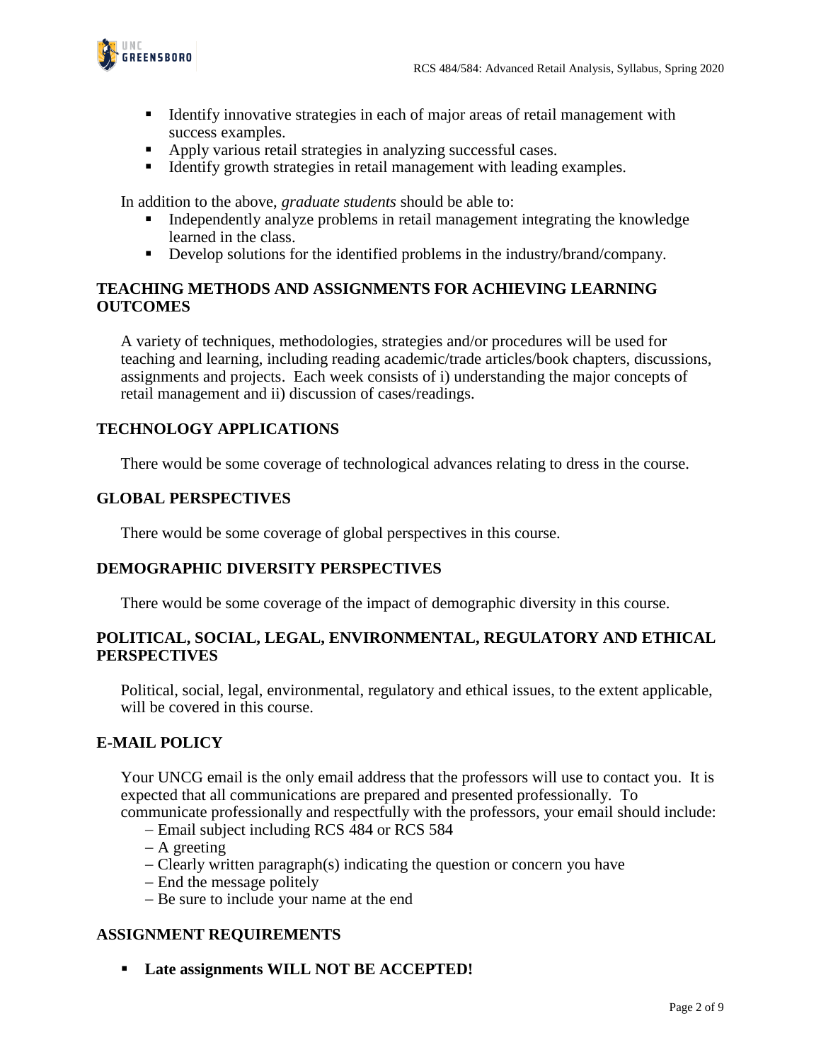- Identify innovative strategies in each of major areas of retail management with success examples.
- Apply various retail strategies in analyzing successful cases.
- Identify growth strategies in retail management with leading examples.

In addition to the above, *graduate students* should be able to:

- Independently analyze problems in retail management integrating the knowledge learned in the class.
- Develop solutions for the identified problems in the industry/brand/company.

## TEACHING METHODS AND ASSIGNMENTS FOR ACHIEVING LEARNING OUTCOMES

A variety of techniques, methodologies, strategies and/or procedures will be used for teaching and learning, including reading academic/trade articles/book chapters, discussions, assignments and projects. Each week consists of i) understanding the major concepts of retail management and ii) discussion of cases/readings.

## TECHNOLOGY APPLICATIONS

There would be some coverage of technological advances relating to dress in the course.

## GLOBAL PERSPECTIVES

There would be some coverage of global perspectives in this course.

## DEMOGRAPHIC DIVERSITY PERSPECTIVES

There would be some coverage of the impact of demographic diversity in this course.

## POLITICAL, SOCIAL, LEGAL, ENVIRONMENTAL, REGULATORY AND ETHICAL PERSPECTIVES

Political, social, legal, environmental, regulatory and ethical issues, to the extent applicable, will be covered in this course.

## E-MAIL POLICY

Your UNCG email is the only email address that the professors will use to contact you. It is expected that all communications are prepared and presented professionally. To communicate professionally and respectfully with the professors, your email should include:

– Email subject including RCS 484 or RCS 584
– A greeting
– Clearly written paragraph(s) indicating the question or concern you have
– End the message politely
– Be sure to include your name at the end

## ASSIGNMENT REQUIREMENTS

- **Late assignments WILL NOT BE ACCEPTED!**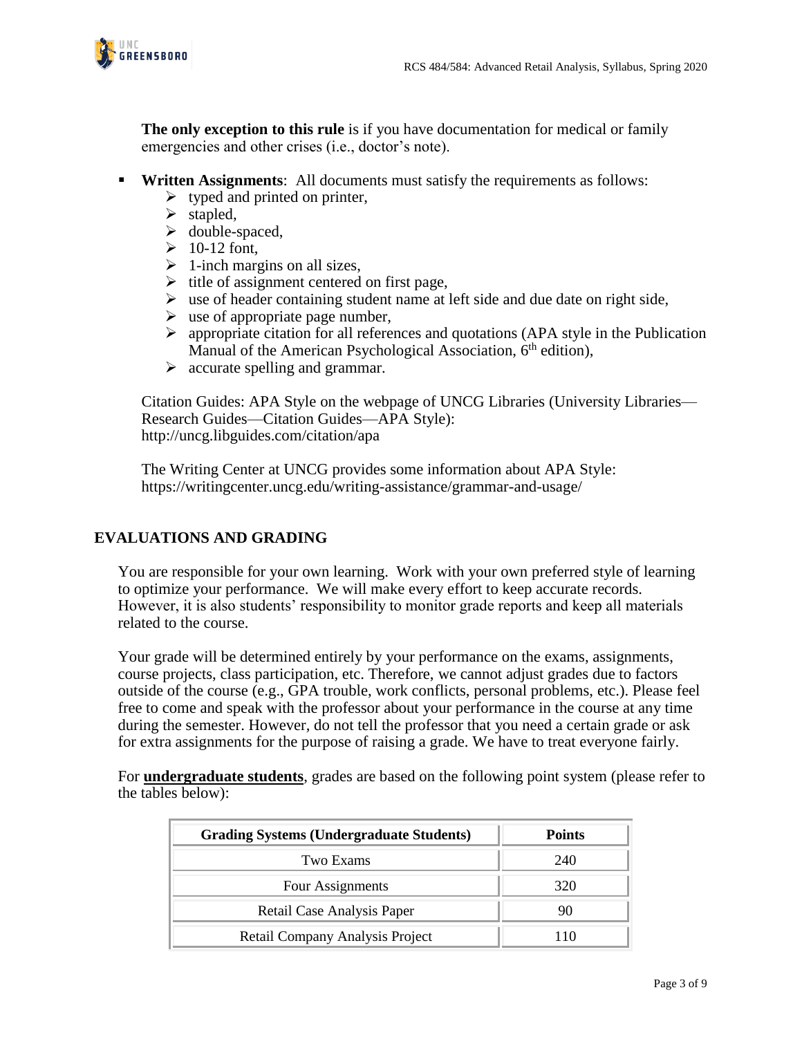**The only exception to this rule** is if you have documentation for medical or family emergencies and other crises (i.e., doctor's note).

- **Written Assignments**: All documents must satisfy the requirements as follows:
  - typed and printed on printer,
  - stapled,
  - double-spaced,
  - 10-12 font,
  - 1-inch margins on all sizes,
  - title of assignment centered on first page,
  - use of header containing student name at left side and due date on right side,
  - use of appropriate page number,
  - appropriate citation for all references and quotations (APA style in the Publication Manual of the American Psychological Association, 6th edition),
  - accurate spelling and grammar.

  Citation Guides: APA Style on the webpage of UNCG Libraries (University Libraries—Research Guides—Citation Guides—APA Style): http://uncg.libguides.com/citation/apa

  The Writing Center at UNCG provides some information about APA Style: https://writingcenter.uncg.edu/writing-assistance/grammar-and-usage/

## EVALUATIONS AND GRADING

You are responsible for your own learning. Work with your own preferred style of learning to optimize your performance. We will make every effort to keep accurate records. However, it is also students' responsibility to monitor grade reports and keep all materials related to the course.

Your grade will be determined entirely by your performance on the exams, assignments, course projects, class participation, etc. Therefore, we cannot adjust grades due to factors outside of the course (e.g., GPA trouble, work conflicts, personal problems, etc.). Please feel free to come and speak with the professor about your performance in the course at any time during the semester. However, do not tell the professor that you need a certain grade or ask for extra assignments for the purpose of raising a grade. We have to treat everyone fairly.

For **undergraduate students**, grades are based on the following point system (please refer to the tables below):

| Grading Systems (Undergraduate Students) | Points |
|---|---|
| Two Exams | 240 |
| Four Assignments | 320 |
| Retail Case Analysis Paper | 90 |
| Retail Company Analysis Project | 110 |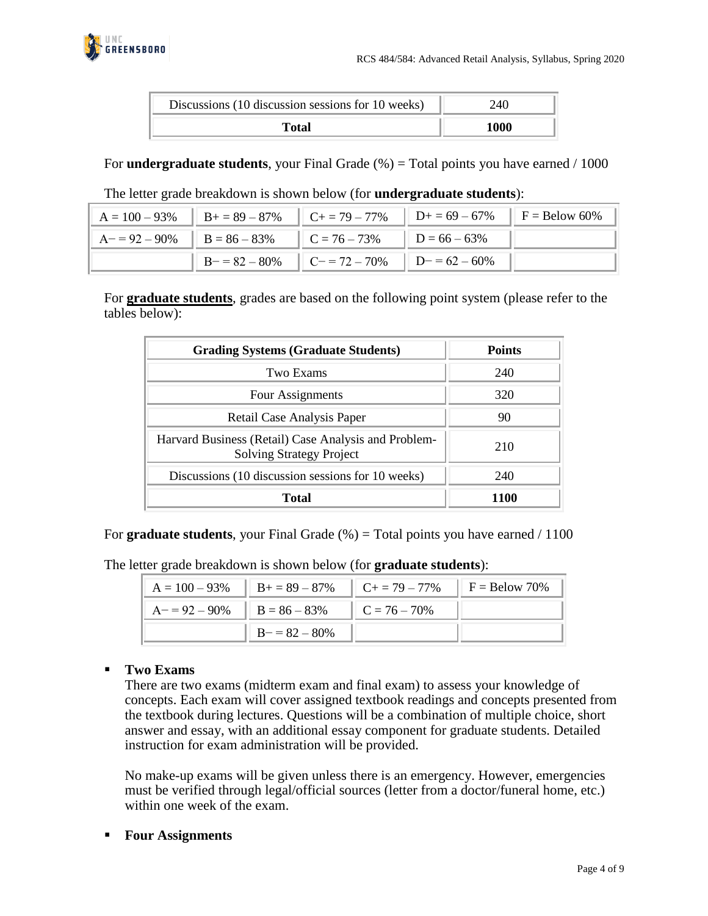| Discussions (10 discussion sessions for 10 weeks) | 240 |
|---|---|
| **Total** | **1000** |

For **undergraduate students**, your Final Grade (%) = Total points you have earned / 1000

The letter grade breakdown is shown below (for **undergraduate students**):

| A = 100 – 93% | B+ = 89 – 87% | C+ = 79 – 77% | D+ = 69 – 67% | F = Below 60% |
|---|---|---|---|---|
| A− = 92 – 90% | B = 86 – 83% | C = 76 – 73% | D = 66 – 63% | |
| | B− = 82 – 80% | C− = 72 – 70% | D− = 62 – 60% | |

For **graduate students**, grades are based on the following point system (please refer to the tables below):

| Grading Systems (Graduate Students) | Points |
|---|---|
| Two Exams | 240 |
| Four Assignments | 320 |
| Retail Case Analysis Paper | 90 |
| Harvard Business (Retail) Case Analysis and Problem-Solving Strategy Project | 210 |
| Discussions (10 discussion sessions for 10 weeks) | 240 |
| **Total** | **1100** |

For **graduate students**, your Final Grade (%) = Total points you have earned / 1100

The letter grade breakdown is shown below (for **graduate students**):

| A = 100 – 93% | B+ = 89 – 87% | C+ = 79 – 77% | F = Below 70% |
|---|---|---|---|
| A− = 92 – 90% | B = 86 – 83% | C = 76 – 70% | |
| | B− = 82 – 80% | | |

- **Two Exams**
  There are two exams (midterm exam and final exam) to assess your knowledge of concepts. Each exam will cover assigned textbook readings and concepts presented from the textbook during lectures. Questions will be a combination of multiple choice, short answer and essay, with an additional essay component for graduate students. Detailed instruction for exam administration will be provided.

  No make-up exams will be given unless there is an emergency. However, emergencies must be verified through legal/official sources (letter from a doctor/funeral home, etc.) within one week of the exam.

- **Four Assignments**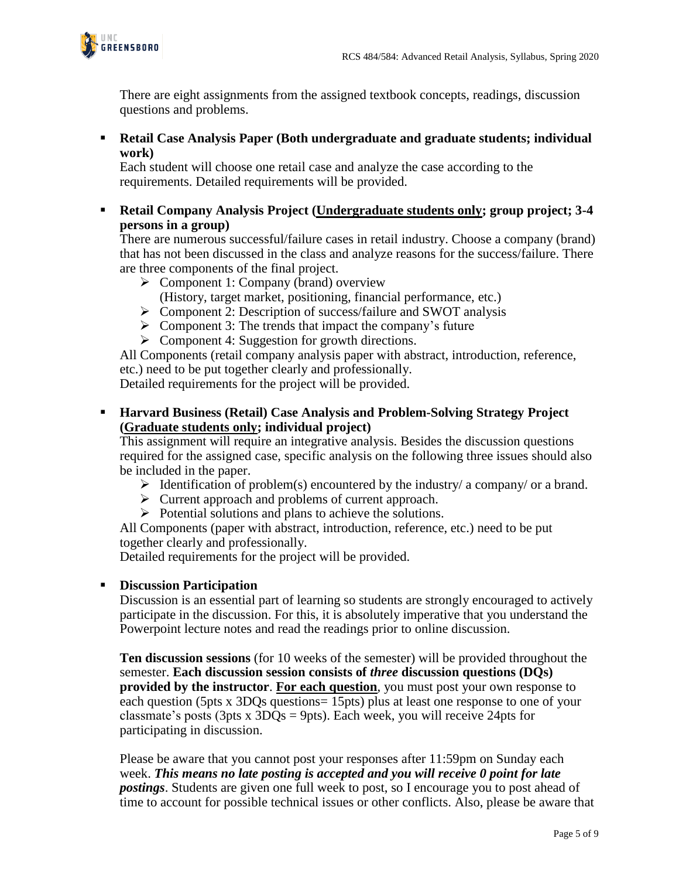There are eight assignments from the assigned textbook concepts, readings, discussion questions and problems.

- **Retail Case Analysis Paper (Both undergraduate and graduate students; individual work)**
  
  Each student will choose one retail case and analyze the case according to the requirements. Detailed requirements will be provided.

- **Retail Company Analysis Project (<u>Undergraduate students only</u>; group project; 3-4 persons in a group)**
  
  There are numerous successful/failure cases in retail industry. Choose a company (brand) that has not been discussed in the class and analyze reasons for the success/failure. There are three components of the final project.
  
  - Component 1: Company (brand) overview
    (History, target market, positioning, financial performance, etc.)
  - Component 2: Description of success/failure and SWOT analysis
  - Component 3: The trends that impact the company's future
  - Component 4: Suggestion for growth directions.
  
  All Components (retail company analysis paper with abstract, introduction, reference, etc.) need to be put together clearly and professionally.
  Detailed requirements for the project will be provided.

- **Harvard Business (Retail) Case Analysis and Problem-Solving Strategy Project (<u>Graduate students only</u>; individual project)**
  
  This assignment will require an integrative analysis. Besides the discussion questions required for the assigned case, specific analysis on the following three issues should also be included in the paper.
  
  - Identification of problem(s) encountered by the industry/ a company/ or a brand.
  - Current approach and problems of current approach.
  - Potential solutions and plans to achieve the solutions.
  
  All Components (paper with abstract, introduction, reference, etc.) need to be put together clearly and professionally.
  Detailed requirements for the project will be provided.

- **Discussion Participation**
  
  Discussion is an essential part of learning so students are strongly encouraged to actively participate in the discussion. For this, it is absolutely imperative that you understand the Powerpoint lecture notes and read the readings prior to online discussion.
  
  **Ten discussion sessions** (for 10 weeks of the semester) will be provided throughout the semester. **Each discussion session consists of *three* discussion questions (DQs) provided by the instructor**. **<u>For each question</u>**, you must post your own response to each question (5pts x 3DQs questions= 15pts) plus at least one response to one of your classmate's posts (3pts x 3DQs = 9pts). Each week, you will receive 24pts for participating in discussion.
  
  Please be aware that you cannot post your responses after 11:59pm on Sunday each week. ***This means no late posting is accepted and you will receive 0 point for late postings***. Students are given one full week to post, so I encourage you to post ahead of time to account for possible technical issues or other conflicts. Also, please be aware that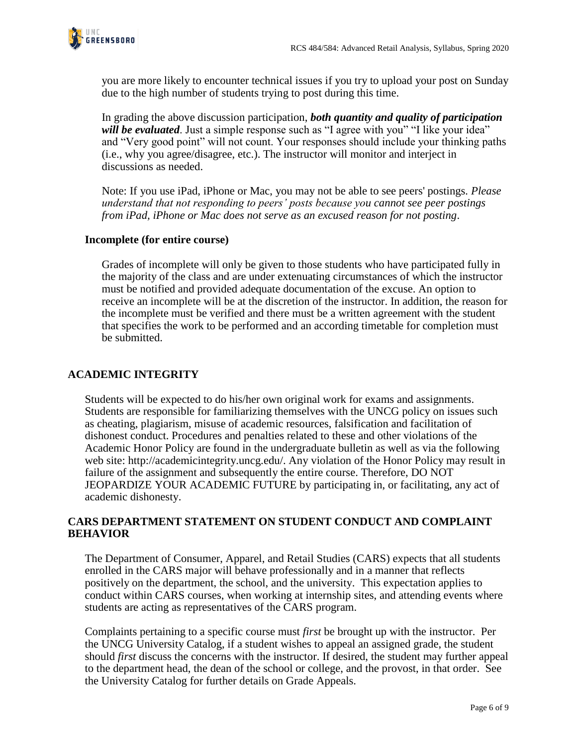you are more likely to encounter technical issues if you try to upload your post on Sunday due to the high number of students trying to post during this time.

In grading the above discussion participation, ***both quantity and quality of participation will be evaluated***. Just a simple response such as "I agree with you" "I like your idea" and "Very good point" will not count. Your responses should include your thinking paths (i.e., why you agree/disagree, etc.). The instructor will monitor and interject in discussions as needed.

Note: If you use iPad, iPhone or Mac, you may not be able to see peers' postings. *Please understand that not responding to peers' posts because you cannot see peer postings from iPad, iPhone or Mac does not serve as an excused reason for not posting*.

### Incomplete (for entire course)

Grades of incomplete will only be given to those students who have participated fully in the majority of the class and are under extenuating circumstances of which the instructor must be notified and provided adequate documentation of the excuse. An option to receive an incomplete will be at the discretion of the instructor. In addition, the reason for the incomplete must be verified and there must be a written agreement with the student that specifies the work to be performed and an according timetable for completion must be submitted.

## ACADEMIC INTEGRITY

Students will be expected to do his/her own original work for exams and assignments. Students are responsible for familiarizing themselves with the UNCG policy on issues such as cheating, plagiarism, misuse of academic resources, falsification and facilitation of dishonest conduct. Procedures and penalties related to these and other violations of the Academic Honor Policy are found in the undergraduate bulletin as well as via the following web site: http://academicintegrity.uncg.edu/. Any violation of the Honor Policy may result in failure of the assignment and subsequently the entire course. Therefore, DO NOT JEOPARDIZE YOUR ACADEMIC FUTURE by participating in, or facilitating, any act of academic dishonesty.

## CARS DEPARTMENT STATEMENT ON STUDENT CONDUCT AND COMPLAINT BEHAVIOR

The Department of Consumer, Apparel, and Retail Studies (CARS) expects that all students enrolled in the CARS major will behave professionally and in a manner that reflects positively on the department, the school, and the university. This expectation applies to conduct within CARS courses, when working at internship sites, and attending events where students are acting as representatives of the CARS program.

Complaints pertaining to a specific course must *first* be brought up with the instructor. Per the UNCG University Catalog, if a student wishes to appeal an assigned grade, the student should *first* discuss the concerns with the instructor. If desired, the student may further appeal to the department head, the dean of the school or college, and the provost, in that order. See the University Catalog for further details on Grade Appeals.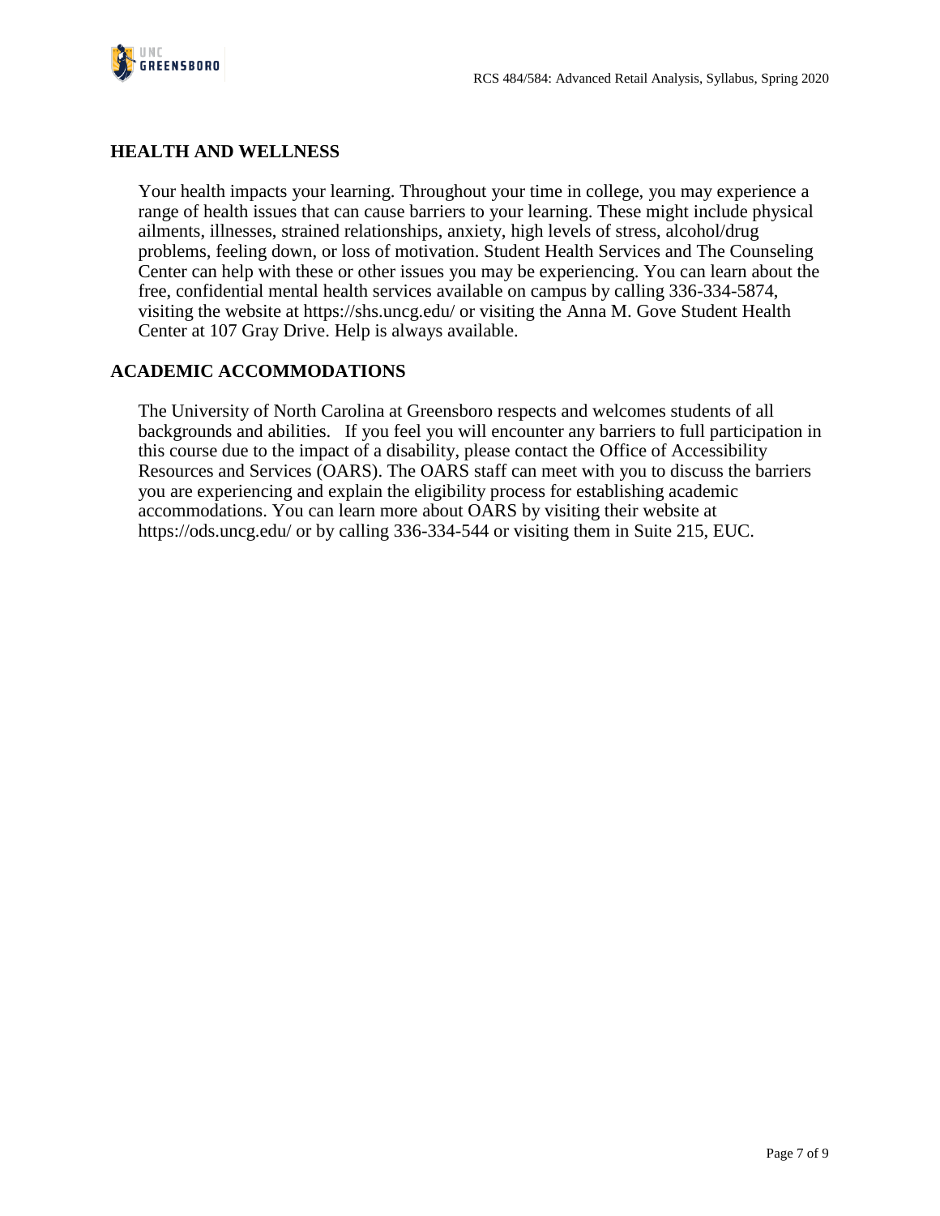## HEALTH AND WELLNESS

Your health impacts your learning. Throughout your time in college, you may experience a range of health issues that can cause barriers to your learning. These might include physical ailments, illnesses, strained relationships, anxiety, high levels of stress, alcohol/drug problems, feeling down, or loss of motivation. Student Health Services and The Counseling Center can help with these or other issues you may be experiencing. You can learn about the free, confidential mental health services available on campus by calling 336-334-5874, visiting the website at https://shs.uncg.edu/ or visiting the Anna M. Gove Student Health Center at 107 Gray Drive. Help is always available.

## ACADEMIC ACCOMMODATIONS

The University of North Carolina at Greensboro respects and welcomes students of all backgrounds and abilities. If you feel you will encounter any barriers to full participation in this course due to the impact of a disability, please contact the Office of Accessibility Resources and Services (OARS). The OARS staff can meet with you to discuss the barriers you are experiencing and explain the eligibility process for establishing academic accommodations. You can learn more about OARS by visiting their website at https://ods.uncg.edu/ or by calling 336-334-544 or visiting them in Suite 215, EUC.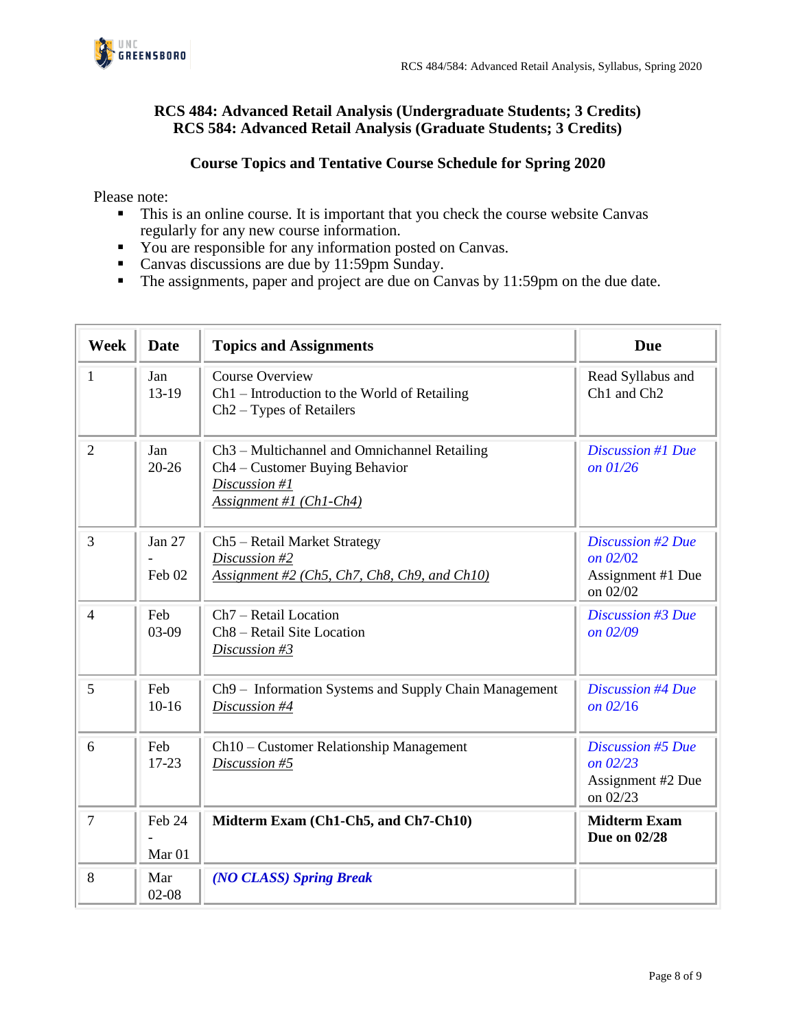## RCS 484: Advanced Retail Analysis (Undergraduate Students; 3 Credits)
## RCS 584: Advanced Retail Analysis (Graduate Students; 3 Credits)

### Course Topics and Tentative Course Schedule for Spring 2020

Please note:

- This is an online course. It is important that you check the course website Canvas regularly for any new course information.
- You are responsible for any information posted on Canvas.
- Canvas discussions are due by 11:59pm Sunday.
- The assignments, paper and project are due on Canvas by 11:59pm on the due date.

| Week | Date | Topics and Assignments | Due |
|---|---|---|---|
| 1 | Jan 13-19 | Course Overview<br>Ch1 – Introduction to the World of Retailing<br>Ch2 – Types of Retailers | Read Syllabus and Ch1 and Ch2 |
| 2 | Jan 20-26 | Ch3 – Multichannel and Omnichannel Retailing<br>Ch4 – Customer Buying Behavior<br>*Discussion #1*<br>*Assignment #1 (Ch1-Ch4)* | *Discussion #1 Due on 01/26* |
| 3 | Jan 27 - Feb 02 | Ch5 – Retail Market Strategy<br>*Discussion #2*<br>*Assignment #2 (Ch5, Ch7, Ch8, Ch9, and Ch10)* | *Discussion #2 Due on 02/02*<br>Assignment #1 Due on 02/02 |
| 4 | Feb 03-09 | Ch7 – Retail Location<br>Ch8 – Retail Site Location<br>*Discussion #3* | *Discussion #3 Due on 02/09* |
| 5 | Feb 10-16 | Ch9 – Information Systems and Supply Chain Management<br>*Discussion #4* | *Discussion #4 Due on 02/16* |
| 6 | Feb 17-23 | Ch10 – Customer Relationship Management<br>*Discussion #5* | *Discussion #5 Due on 02/23*<br>Assignment #2 Due on 02/23 |
| 7 | Feb 24 - Mar 01 | **Midterm Exam (Ch1-Ch5, and Ch7-Ch10)** | **Midterm Exam Due on 02/28** |
| 8 | Mar 02-08 | ***(NO CLASS) Spring Break*** | |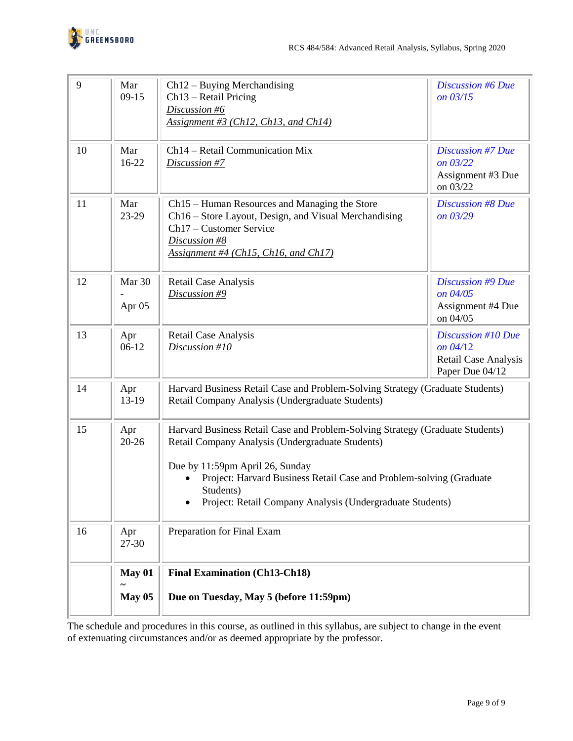| | | | |
|---|---|---|---|
| 9 | Mar 09-15 | Ch12 – Buying Merchandising<br>Ch13 – Retail Pricing<br>*Discussion #6*<br>*Assignment #3 (Ch12, Ch13, and Ch14)* | *Discussion #6 Due on 03/15* |
| 10 | Mar 16-22 | Ch14 – Retail Communication Mix<br>*Discussion #7* | *Discussion #7 Due on 03/22*<br>Assignment #3 Due on 03/22 |
| 11 | Mar 23-29 | Ch15 – Human Resources and Managing the Store<br>Ch16 – Store Layout, Design, and Visual Merchandising<br>Ch17 – Customer Service<br>*Discussion #8*<br>*Assignment #4 (Ch15, Ch16, and Ch17)* | *Discussion #8 Due on 03/29* |
| 12 | Mar 30 - Apr 05 | Retail Case Analysis<br>*Discussion #9* | *Discussion #9 Due on 04/05*<br>Assignment #4 Due on 04/05 |
| 13 | Apr 06-12 | Retail Case Analysis<br>*Discussion #10* | *Discussion #10 Due on 04/12*<br>Retail Case Analysis Paper Due 04/12 |
| 14 | Apr 13-19 | Harvard Business Retail Case and Problem-Solving Strategy (Graduate Students)<br>Retail Company Analysis (Undergraduate Students) | |
| 15 | Apr 20-26 | Harvard Business Retail Case and Problem-Solving Strategy (Graduate Students)<br>Retail Company Analysis (Undergraduate Students)<br><br>Due by 11:59pm April 26, Sunday<br>• Project: Harvard Business Retail Case and Problem-solving (Graduate Students)<br>• Project: Retail Company Analysis (Undergraduate Students) | |
| 16 | Apr 27-30 | Preparation for Final Exam | |
| | **May 01 ~ May 05** | **Final Examination (Ch13-Ch18)**<br><br>**Due on Tuesday, May 5 (before 11:59pm)** | |

The schedule and procedures in this course, as outlined in this syllabus, are subject to change in the event of extenuating circumstances and/or as deemed appropriate by the professor.